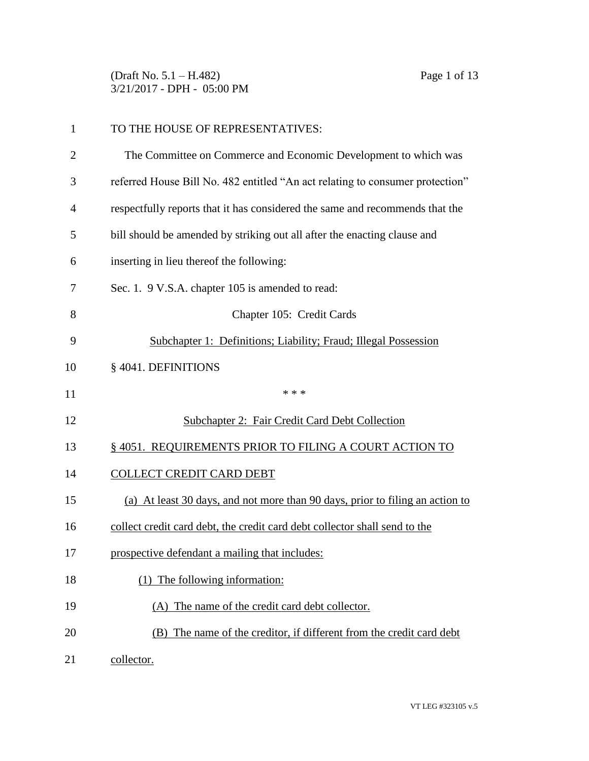TO THE HOUSE OF REPRESENTATIVES:

The Committee on Commerce and Economic Development to which was referred House Bill No. 482 entitled "An act relating to consumer protection" respectfully reports that it has considered the same and recommends that the bill should be amended by striking out all after the enacting clause and inserting in lieu thereof the following:

Sec. 1. 9 V.S.A. chapter 105 is amended to read:

Chapter 105: Credit Cards

Subchapter 1: Definitions; Liability; Fraud; Illegal Possession

§ 4041. DEFINITIONS

\* \* \*

Subchapter 2: Fair Credit Card Debt Collection

§ 4051. REQUIREMENTS PRIOR TO FILING A COURT ACTION TO COLLECT CREDIT CARD DEBT

(a) At least 30 days, and not more than 90 days, prior to filing an action to collect credit card debt, the credit card debt collector shall send to the prospective defendant a mailing that includes:

(1) The following information:

(A) The name of the credit card debt collector.

(B) The name of the creditor, if different from the credit card debt collector.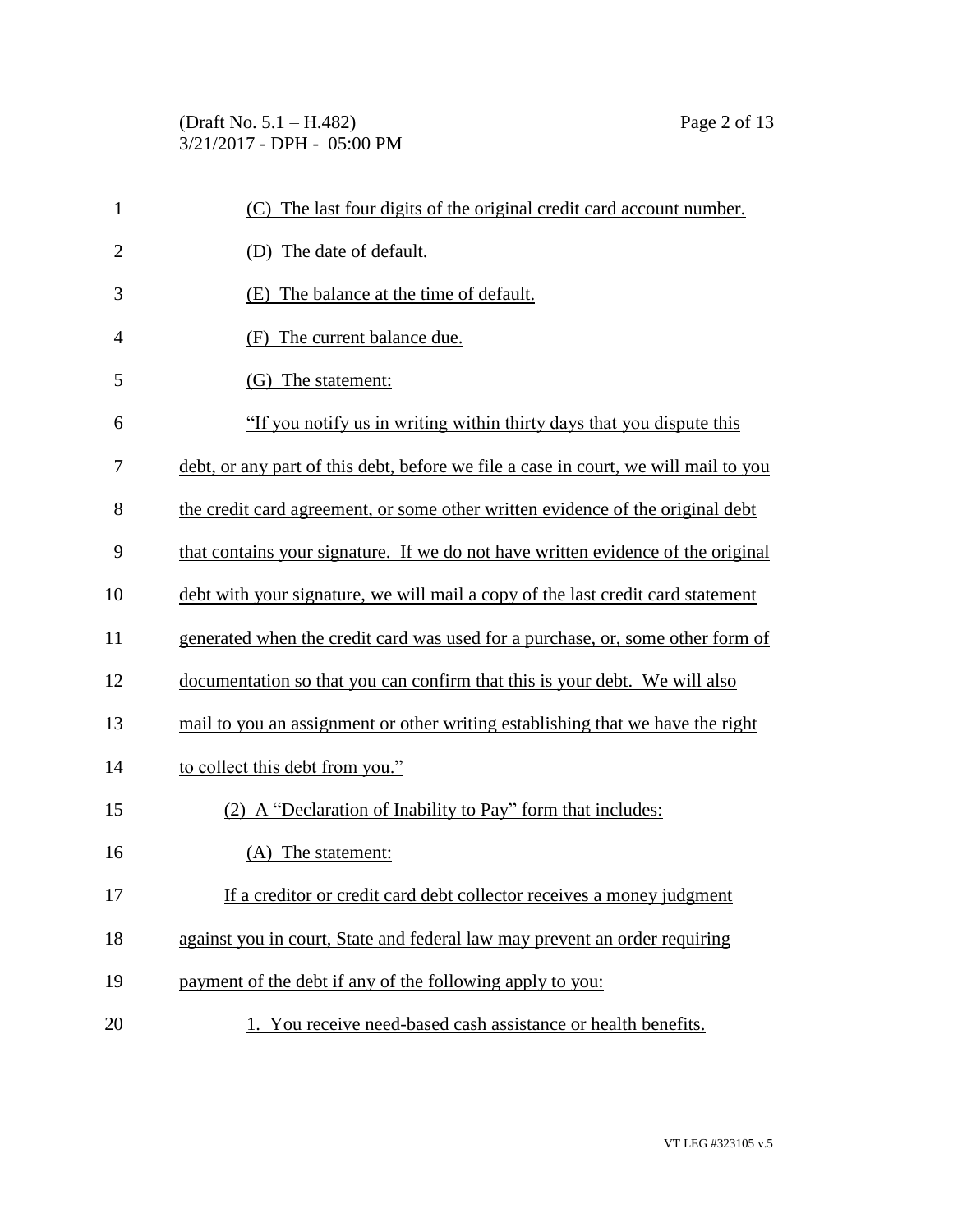(C) The last four digits of the original credit card account number.

(D) The date of default.

(E) The balance at the time of default.

(F) The current balance due.

(G) The statement:

"If you notify us in writing within thirty days that you dispute this debt, or any part of this debt, before we file a case in court, we will mail to you the credit card agreement, or some other written evidence of the original debt that contains your signature. If we do not have written evidence of the original debt with your signature, we will mail a copy of the last credit card statement generated when the credit card was used for a purchase, or, some other form of documentation so that you can confirm that this is your debt. We will also mail to you an assignment or other writing establishing that we have the right to collect this debt from you."

(2) A "Declaration of Inability to Pay" form that includes:

(A) The statement:

If a creditor or credit card debt collector receives a money judgment against you in court, State and federal law may prevent an order requiring payment of the debt if any of the following apply to you:

1. You receive need-based cash assistance or health benefits.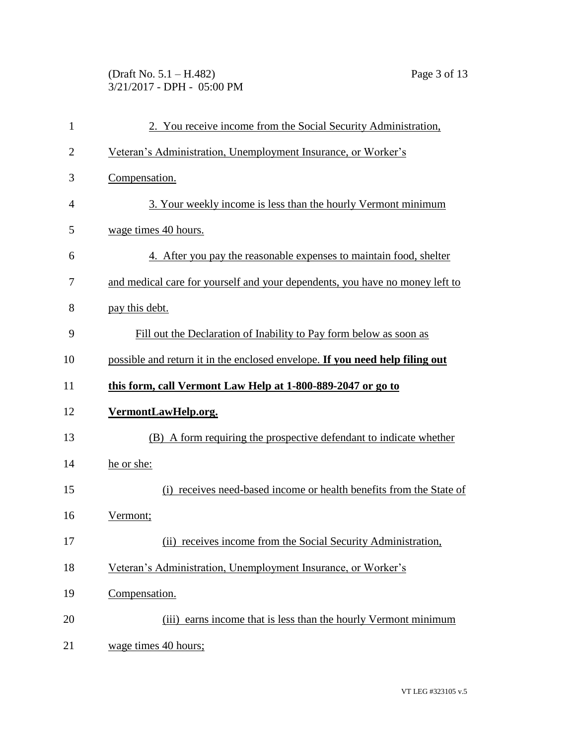2. You receive income from the Social Security Administration, Veteran's Administration, Unemployment Insurance, or Worker's Compensation.

3. Your weekly income is less than the hourly Vermont minimum wage times 40 hours.

4. After you pay the reasonable expenses to maintain food, shelter and medical care for yourself and your dependents, you have no money left to pay this debt.

Fill out the Declaration of Inability to Pay form below as soon as possible and return it in the enclosed envelope. **If you need help filing out this form, call Vermont Law Help at 1-800-889-2047 or go to VermontLawHelp.org.**

(B) A form requiring the prospective defendant to indicate whether he or she:

(i) receives need-based income or health benefits from the State of Vermont;

(ii) receives income from the Social Security Administration, Veteran's Administration, Unemployment Insurance, or Worker's Compensation.

(iii) earns income that is less than the hourly Vermont minimum wage times 40 hours;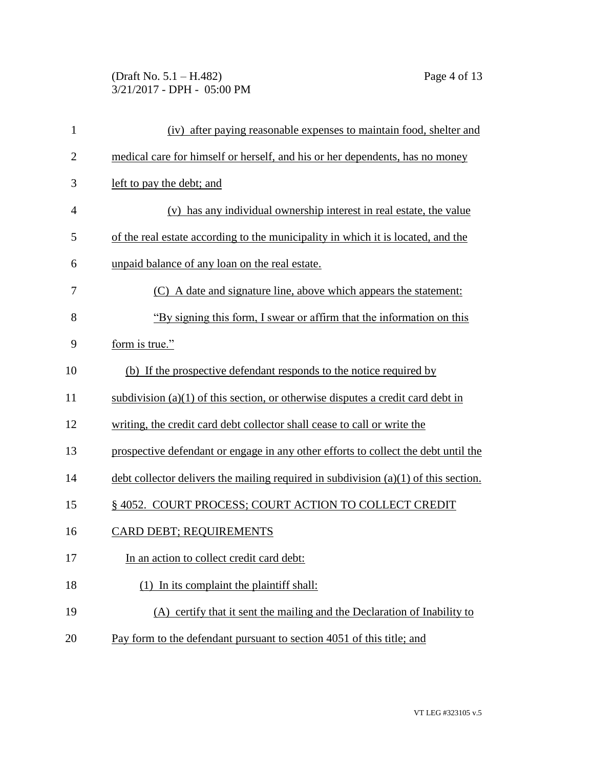(iv) after paying reasonable expenses to maintain food, shelter and medical care for himself or herself, and his or her dependents, has no money left to pay the debt; and

(v) has any individual ownership interest in real estate, the value of the real estate according to the municipality in which it is located, and the unpaid balance of any loan on the real estate.

(C) A date and signature line, above which appears the statement: "By signing this form, I swear or affirm that the information on this form is true."

(b) If the prospective defendant responds to the notice required by subdivision (a)(1) of this section, or otherwise disputes a credit card debt in writing, the credit card debt collector shall cease to call or write the prospective defendant or engage in any other efforts to collect the debt until the debt collector delivers the mailing required in subdivision (a)(1) of this section.

§ 4052. COURT PROCESS; COURT ACTION TO COLLECT CREDIT CARD DEBT; REQUIREMENTS

In an action to collect credit card debt:

(1) In its complaint the plaintiff shall:

(A) certify that it sent the mailing and the Declaration of Inability to Pay form to the defendant pursuant to section 4051 of this title; and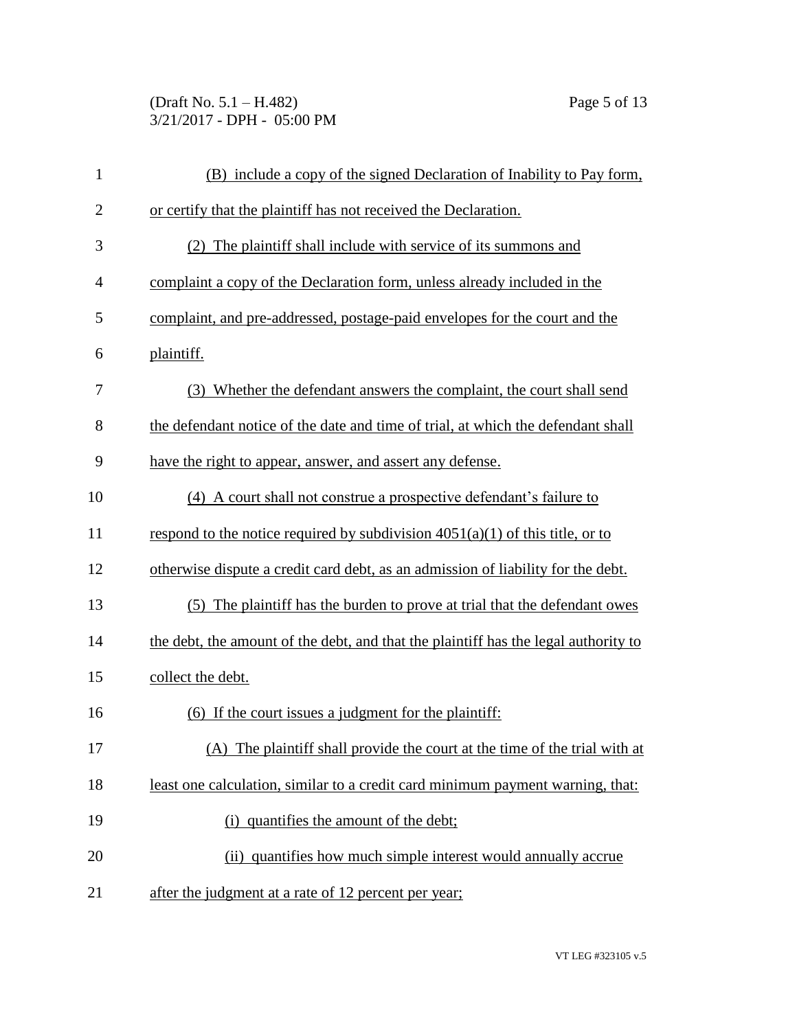(B) include a copy of the signed Declaration of Inability to Pay form, or certify that the plaintiff has not received the Declaration.

(2) The plaintiff shall include with service of its summons and complaint a copy of the Declaration form, unless already included in the complaint, and pre-addressed, postage-paid envelopes for the court and the plaintiff.

(3) Whether the defendant answers the complaint, the court shall send the defendant notice of the date and time of trial, at which the defendant shall have the right to appear, answer, and assert any defense.

(4) A court shall not construe a prospective defendant's failure to respond to the notice required by subdivision 4051(a)(1) of this title, or to otherwise dispute a credit card debt, as an admission of liability for the debt.

(5) The plaintiff has the burden to prove at trial that the defendant owes the debt, the amount of the debt, and that the plaintiff has the legal authority to collect the debt.

(6) If the court issues a judgment for the plaintiff:

(A) The plaintiff shall provide the court at the time of the trial with at least one calculation, similar to a credit card minimum payment warning, that:

(i) quantifies the amount of the debt;

(ii) quantifies how much simple interest would annually accrue after the judgment at a rate of 12 percent per year;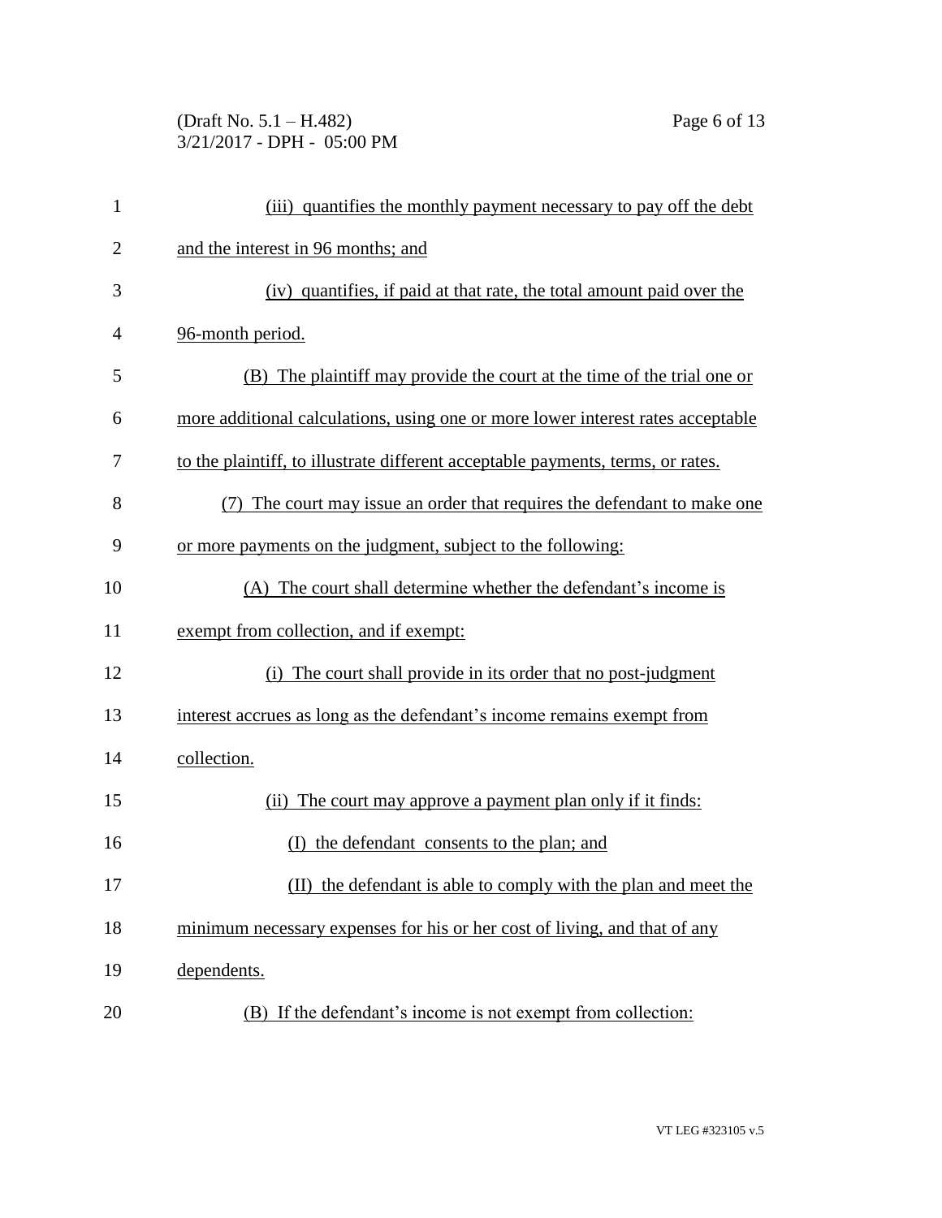(iii) quantifies the monthly payment necessary to pay off the debt and the interest in 96 months; and

(iv) quantifies, if paid at that rate, the total amount paid over the 96-month period.

(B) The plaintiff may provide the court at the time of the trial one or more additional calculations, using one or more lower interest rates acceptable to the plaintiff, to illustrate different acceptable payments, terms, or rates.

(7) The court may issue an order that requires the defendant to make one or more payments on the judgment, subject to the following:

(A) The court shall determine whether the defendant's income is exempt from collection, and if exempt:

(i) The court shall provide in its order that no post-judgment interest accrues as long as the defendant's income remains exempt from collection.

(ii) The court may approve a payment plan only if it finds:

(I) the defendant consents to the plan; and

(II) the defendant is able to comply with the plan and meet the minimum necessary expenses for his or her cost of living, and that of any dependents.

(B) If the defendant's income is not exempt from collection: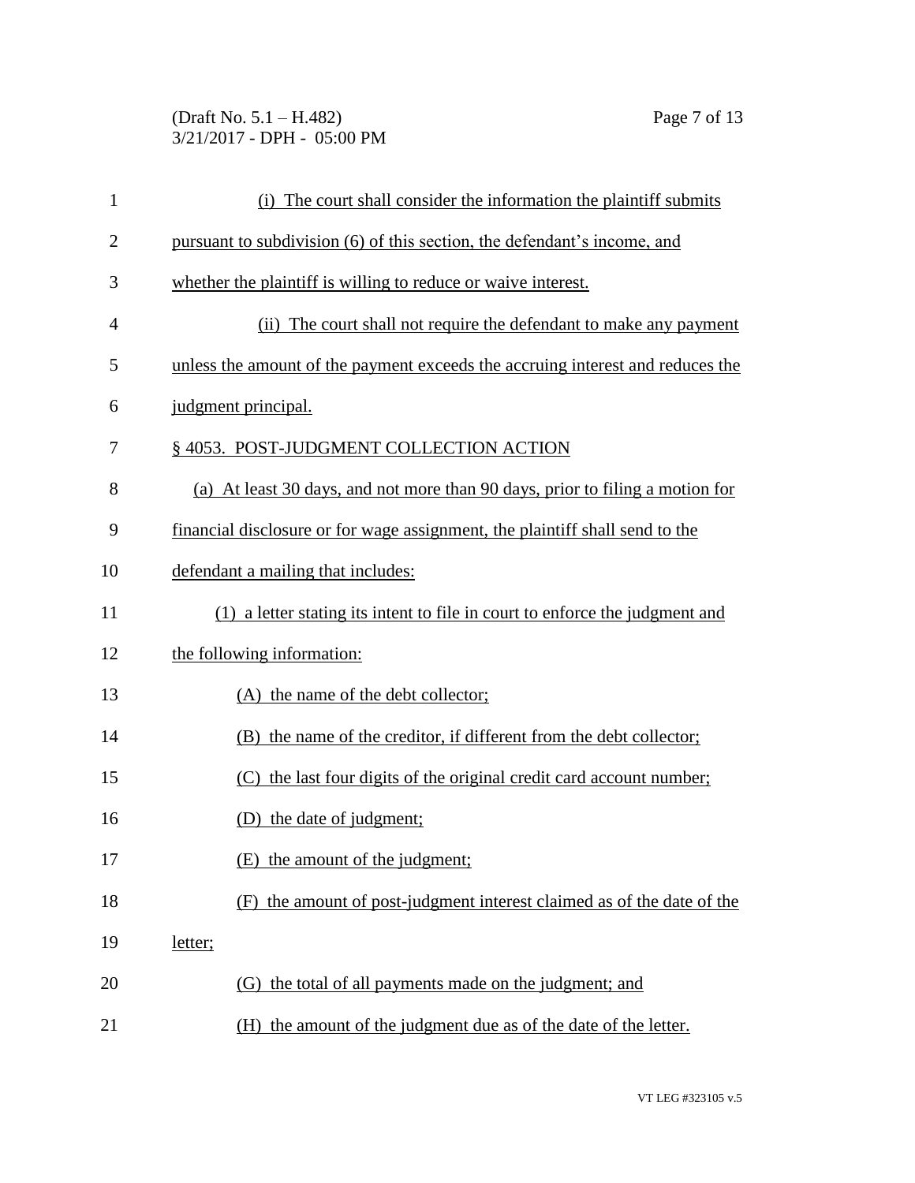(i) The court shall consider the information the plaintiff submits pursuant to subdivision (6) of this section, the defendant's income, and whether the plaintiff is willing to reduce or waive interest.

(ii) The court shall not require the defendant to make any payment unless the amount of the payment exceeds the accruing interest and reduces the judgment principal.

§ 4053. POST-JUDGMENT COLLECTION ACTION

(a) At least 30 days, and not more than 90 days, prior to filing a motion for financial disclosure or for wage assignment, the plaintiff shall send to the defendant a mailing that includes:

(1) a letter stating its intent to file in court to enforce the judgment and the following information:

(A) the name of the debt collector;

(B) the name of the creditor, if different from the debt collector;

(C) the last four digits of the original credit card account number;

(D) the date of judgment;

(E) the amount of the judgment;

(F) the amount of post-judgment interest claimed as of the date of the letter;

(G) the total of all payments made on the judgment; and

(H) the amount of the judgment due as of the date of the letter.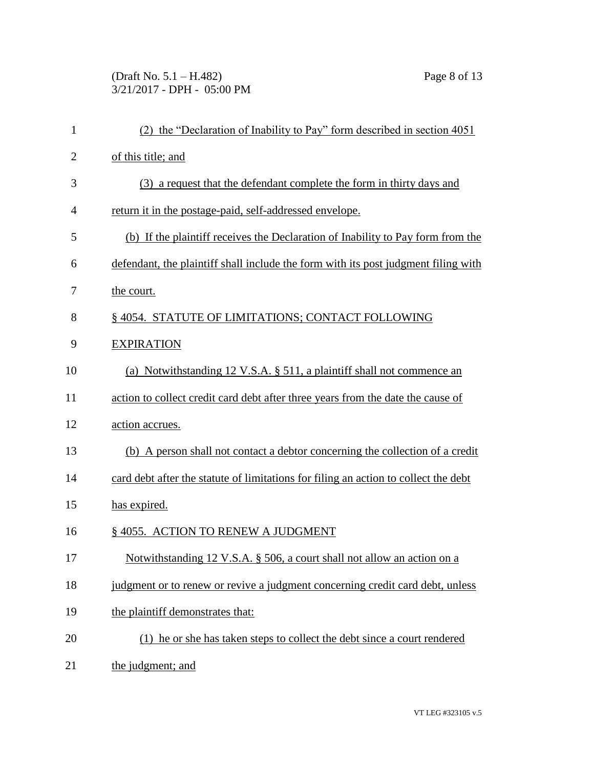(2) the "Declaration of Inability to Pay" form described in section 4051 of this title; and

(3) a request that the defendant complete the form in thirty days and return it in the postage-paid, self-addressed envelope.

(b) If the plaintiff receives the Declaration of Inability to Pay form from the defendant, the plaintiff shall include the form with its post judgment filing with the court.

§ 4054. STATUTE OF LIMITATIONS; CONTACT FOLLOWING EXPIRATION

(a) Notwithstanding 12 V.S.A. § 511, a plaintiff shall not commence an action to collect credit card debt after three years from the date the cause of action accrues.

(b) A person shall not contact a debtor concerning the collection of a credit card debt after the statute of limitations for filing an action to collect the debt has expired.

§ 4055. ACTION TO RENEW A JUDGMENT

Notwithstanding 12 V.S.A. § 506, a court shall not allow an action on a judgment or to renew or revive a judgment concerning credit card debt, unless the plaintiff demonstrates that:

(1) he or she has taken steps to collect the debt since a court rendered the judgment; and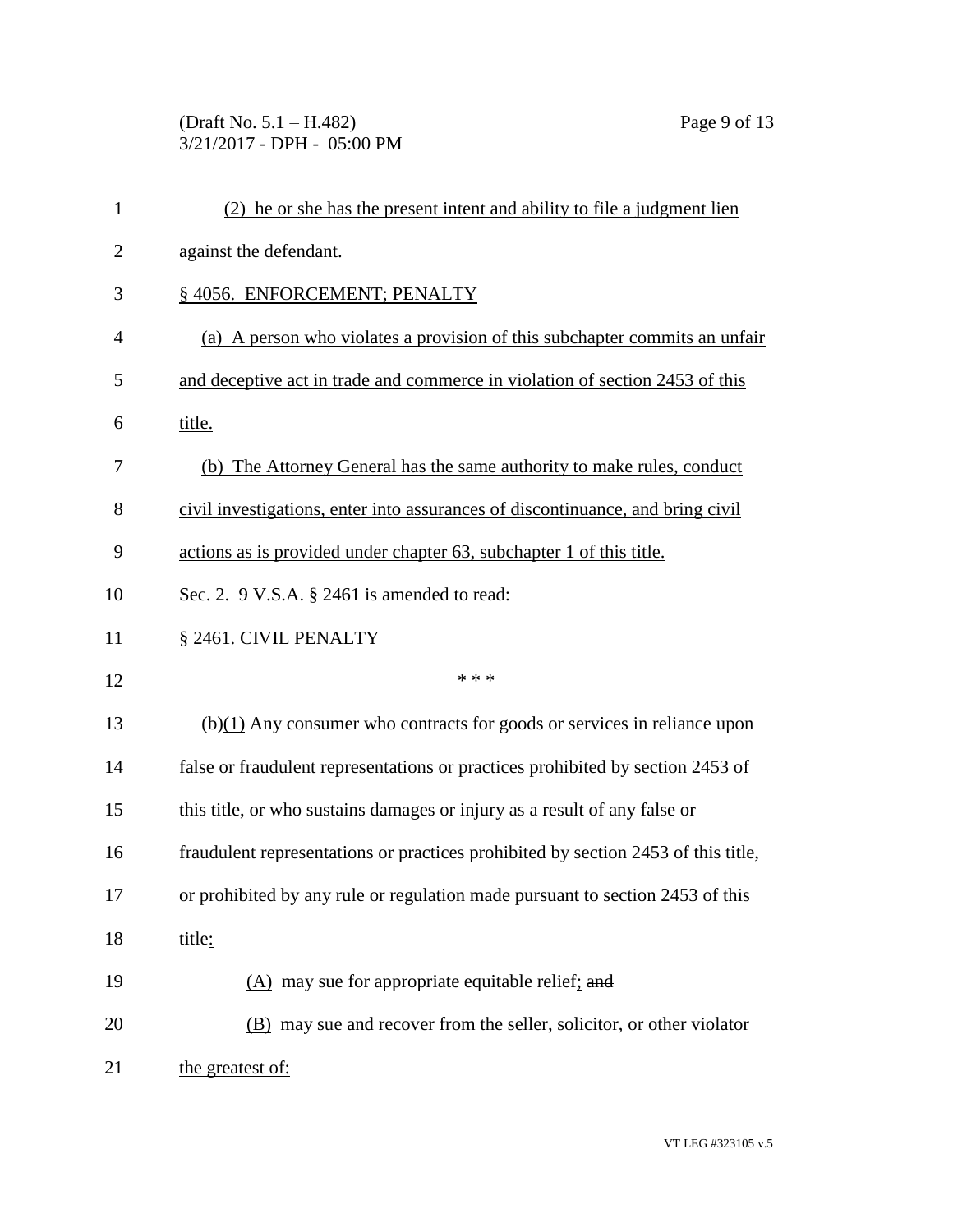(2) he or she has the present intent and ability to file a judgment lien against the defendant.

§ 4056. ENFORCEMENT; PENALTY

(a) A person who violates a provision of this subchapter commits an unfair and deceptive act in trade and commerce in violation of section 2453 of this title.

(b) The Attorney General has the same authority to make rules, conduct civil investigations, enter into assurances of discontinuance, and bring civil actions as is provided under chapter 63, subchapter 1 of this title.

Sec. 2. 9 V.S.A. § 2461 is amended to read:

§ 2461. CIVIL PENALTY

\* \* \*

(b)(1) Any consumer who contracts for goods or services in reliance upon false or fraudulent representations or practices prohibited by section 2453 of this title, or who sustains damages or injury as a result of any false or fraudulent representations or practices prohibited by section 2453 of this title, or prohibited by any rule or regulation made pursuant to section 2453 of this title:

(A) may sue for appropriate equitable relief; ~~and~~

(B) may sue and recover from the seller, solicitor, or other violator the greatest of: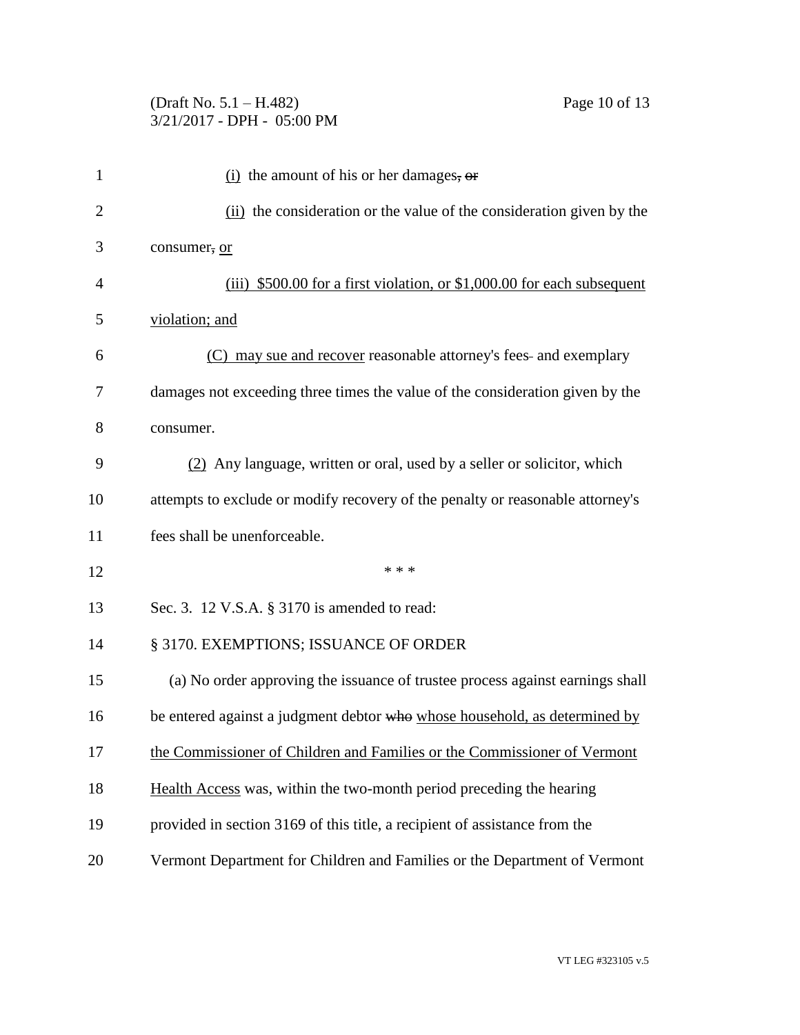(i) the amount of his or her damages, or

(ii) the consideration or the value of the consideration given by the consumer, or

(iii) $500.00 for a first violation, or $1,000.00 for each subsequent violation; and

(C) may sue and recover reasonable attorney's fees and exemplary damages not exceeding three times the value of the consideration given by the consumer.

(2) Any language, written or oral, used by a seller or solicitor, which attempts to exclude or modify recovery of the penalty or reasonable attorney's fees shall be unenforceable.

\* \* \*

Sec. 3. 12 V.S.A. § 3170 is amended to read:

§ 3170. EXEMPTIONS; ISSUANCE OF ORDER

(a) No order approving the issuance of trustee process against earnings shall be entered against a judgment debtor who whose household, as determined by the Commissioner of Children and Families or the Commissioner of Vermont Health Access was, within the two-month period preceding the hearing provided in section 3169 of this title, a recipient of assistance from the Vermont Department for Children and Families or the Department of Vermont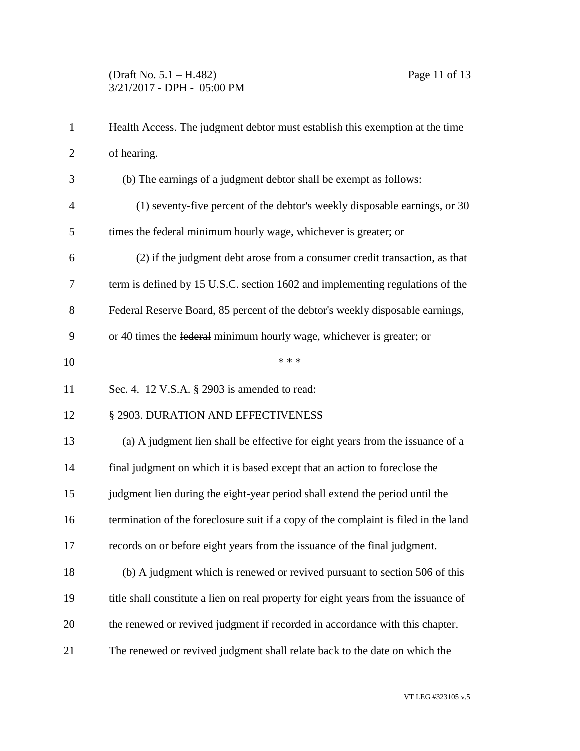Health Access. The judgment debtor must establish this exemption at the time of hearing.

(b) The earnings of a judgment debtor shall be exempt as follows:

(1) seventy-five percent of the debtor's weekly disposable earnings, or 30 times the ~~federal~~ minimum hourly wage, whichever is greater; or

(2) if the judgment debt arose from a consumer credit transaction, as that term is defined by 15 U.S.C. section 1602 and implementing regulations of the Federal Reserve Board, 85 percent of the debtor's weekly disposable earnings, or 40 times the ~~federal~~ minimum hourly wage, whichever is greater; or

\* \* \*

Sec. 4. 12 V.S.A. § 2903 is amended to read:

§ 2903. DURATION AND EFFECTIVENESS

(a) A judgment lien shall be effective for eight years from the issuance of a final judgment on which it is based except that an action to foreclose the judgment lien during the eight-year period shall extend the period until the termination of the foreclosure suit if a copy of the complaint is filed in the land records on or before eight years from the issuance of the final judgment.

(b) A judgment which is renewed or revived pursuant to section 506 of this title shall constitute a lien on real property for eight years from the issuance of the renewed or revived judgment if recorded in accordance with this chapter. The renewed or revived judgment shall relate back to the date on which the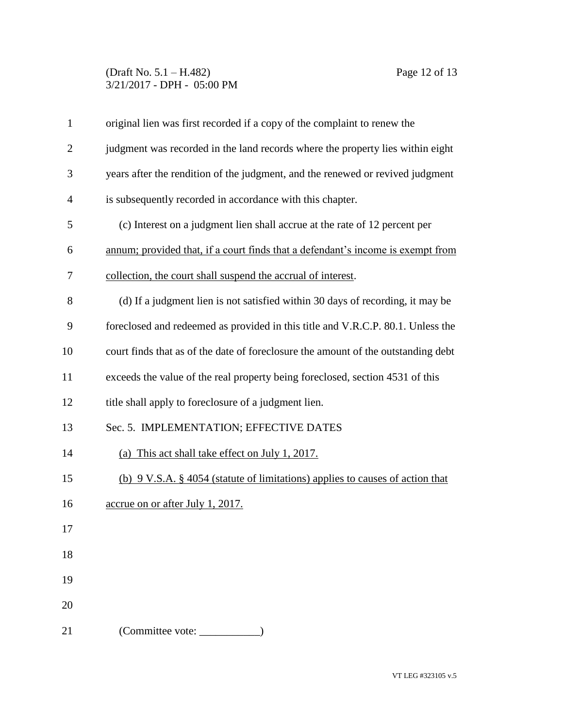original lien was first recorded if a copy of the complaint to renew the judgment was recorded in the land records where the property lies within eight years after the rendition of the judgment, and the renewed or revived judgment is subsequently recorded in accordance with this chapter.

(c) Interest on a judgment lien shall accrue at the rate of 12 percent per annum; provided that, if a court finds that a defendant's income is exempt from collection, the court shall suspend the accrual of interest.

(d) If a judgment lien is not satisfied within 30 days of recording, it may be foreclosed and redeemed as provided in this title and V.R.C.P. 80.1. Unless the court finds that as of the date of foreclosure the amount of the outstanding debt exceeds the value of the real property being foreclosed, section 4531 of this title shall apply to foreclosure of a judgment lien.

Sec. 5. IMPLEMENTATION; EFFECTIVE DATES

(a) This act shall take effect on July 1, 2017.

(b) 9 V.S.A. § 4054 (statute of limitations) applies to causes of action that accrue on or after July 1, 2017.

(Committee vote: ___________)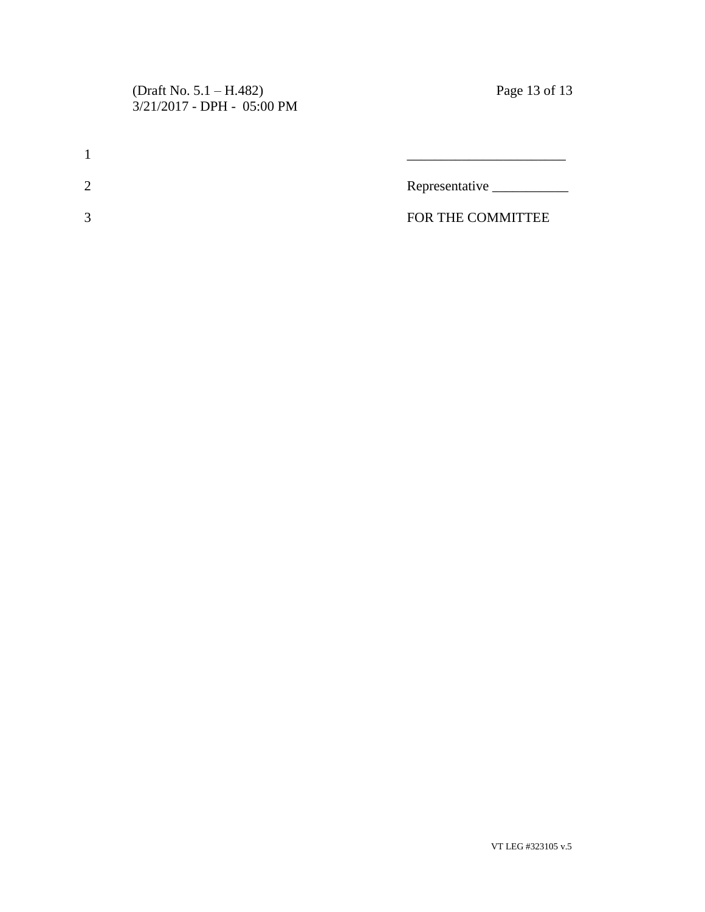_______________________

Representative ___________

FOR THE COMMITTEE